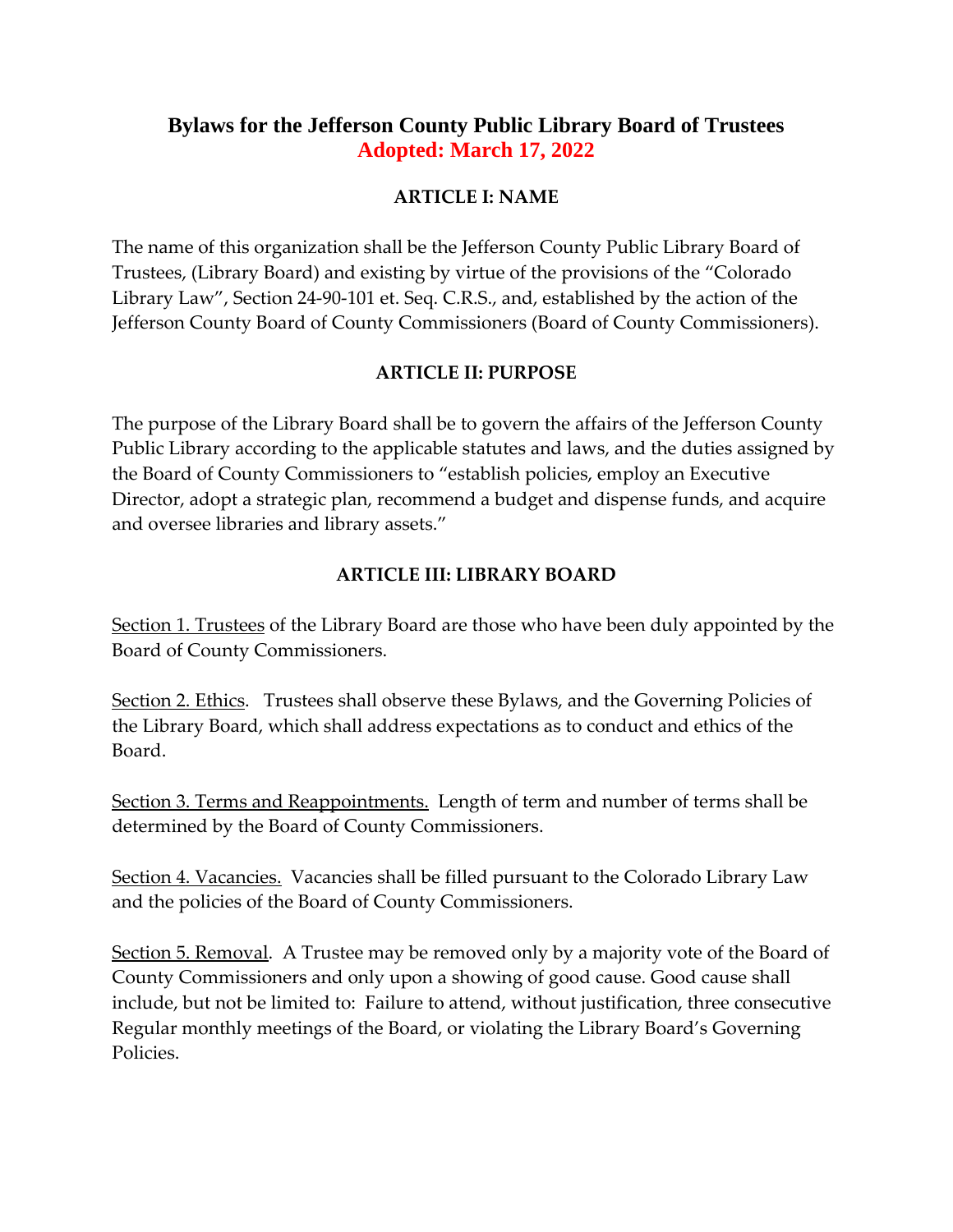# Bylaws for the Jefferson County Public Library Board of Trustees

**Adopted: March 17, 2022**

## ARTICLE I: NAME

The name of this organization shall be the Jefferson County Public Library Board of Trustees, (Library Board) and existing by virtue of the provisions of the "Colorado Library Law", Section 24-90-101 et. Seq. C.R.S., and, established by the action of the Jefferson County Board of County Commissioners (Board of County Commissioners).

## ARTICLE II: PURPOSE

The purpose of the Library Board shall be to govern the affairs of the Jefferson County Public Library according to the applicable statutes and laws, and the duties assigned by the Board of County Commissioners to "establish policies, employ an Executive Director, adopt a strategic plan, recommend a budget and dispense funds, and acquire and oversee libraries and library assets."

## ARTICLE III: LIBRARY BOARD

Section 1. Trustees of the Library Board are those who have been duly appointed by the Board of County Commissioners.

Section 2. Ethics. Trustees shall observe these Bylaws, and the Governing Policies of the Library Board, which shall address expectations as to conduct and ethics of the Board.

Section 3. Terms and Reappointments. Length of term and number of terms shall be determined by the Board of County Commissioners.

Section 4. Vacancies. Vacancies shall be filled pursuant to the Colorado Library Law and the policies of the Board of County Commissioners.

Section 5. Removal. A Trustee may be removed only by a majority vote of the Board of County Commissioners and only upon a showing of good cause. Good cause shall include, but not be limited to: Failure to attend, without justification, three consecutive Regular monthly meetings of the Board, or violating the Library Board's Governing Policies.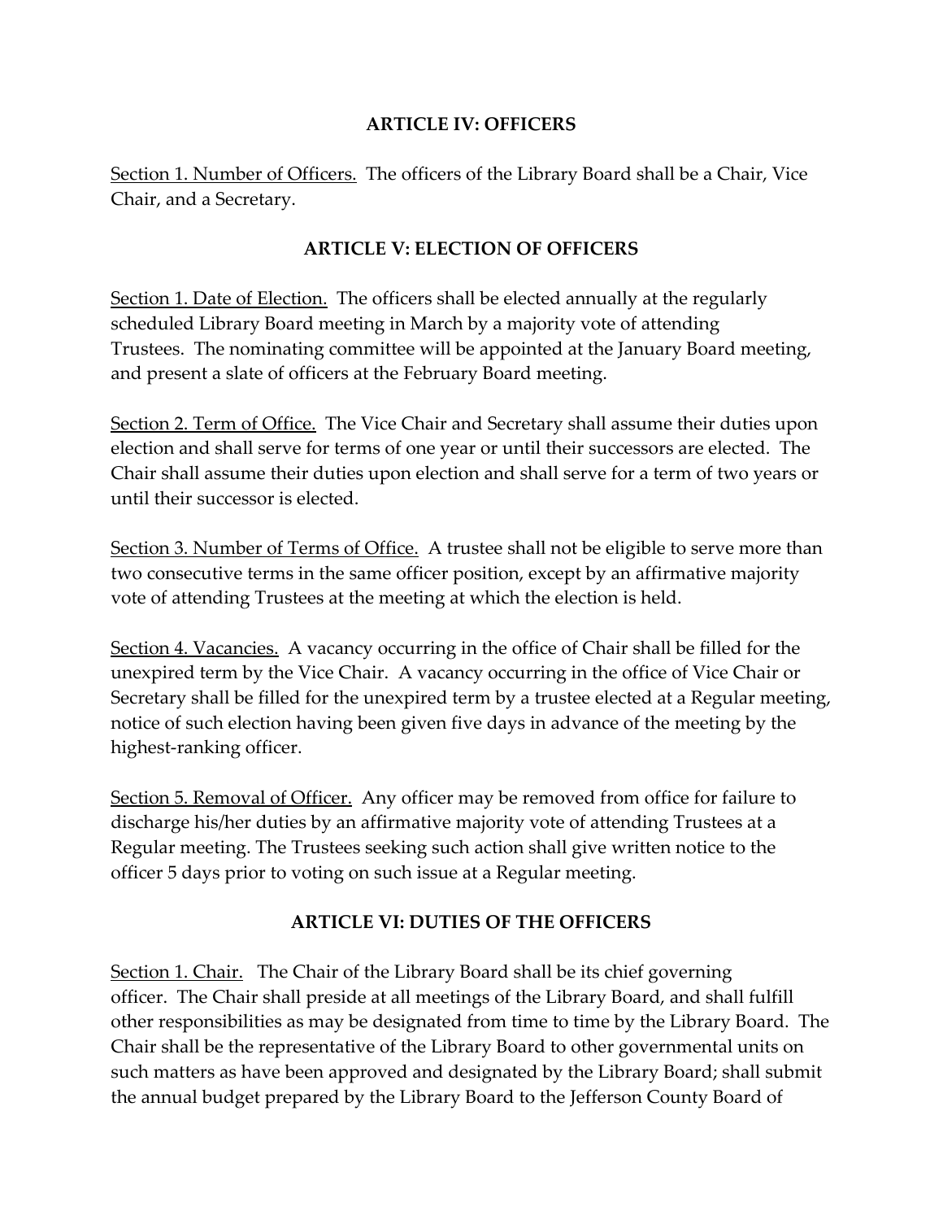## ARTICLE IV: OFFICERS

Section 1. Number of Officers. The officers of the Library Board shall be a Chair, Vice Chair, and a Secretary.

## ARTICLE V: ELECTION OF OFFICERS

Section 1. Date of Election. The officers shall be elected annually at the regularly scheduled Library Board meeting in March by a majority vote of attending Trustees. The nominating committee will be appointed at the January Board meeting, and present a slate of officers at the February Board meeting.

Section 2. Term of Office. The Vice Chair and Secretary shall assume their duties upon election and shall serve for terms of one year or until their successors are elected. The Chair shall assume their duties upon election and shall serve for a term of two years or until their successor is elected.

Section 3. Number of Terms of Office. A trustee shall not be eligible to serve more than two consecutive terms in the same officer position, except by an affirmative majority vote of attending Trustees at the meeting at which the election is held.

Section 4. Vacancies. A vacancy occurring in the office of Chair shall be filled for the unexpired term by the Vice Chair. A vacancy occurring in the office of Vice Chair or Secretary shall be filled for the unexpired term by a trustee elected at a Regular meeting, notice of such election having been given five days in advance of the meeting by the highest-ranking officer.

Section 5. Removal of Officer. Any officer may be removed from office for failure to discharge his/her duties by an affirmative majority vote of attending Trustees at a Regular meeting. The Trustees seeking such action shall give written notice to the officer 5 days prior to voting on such issue at a Regular meeting.

## ARTICLE VI: DUTIES OF THE OFFICERS

Section 1. Chair. The Chair of the Library Board shall be its chief governing officer. The Chair shall preside at all meetings of the Library Board, and shall fulfill other responsibilities as may be designated from time to time by the Library Board. The Chair shall be the representative of the Library Board to other governmental units on such matters as have been approved and designated by the Library Board; shall submit the annual budget prepared by the Library Board to the Jefferson County Board of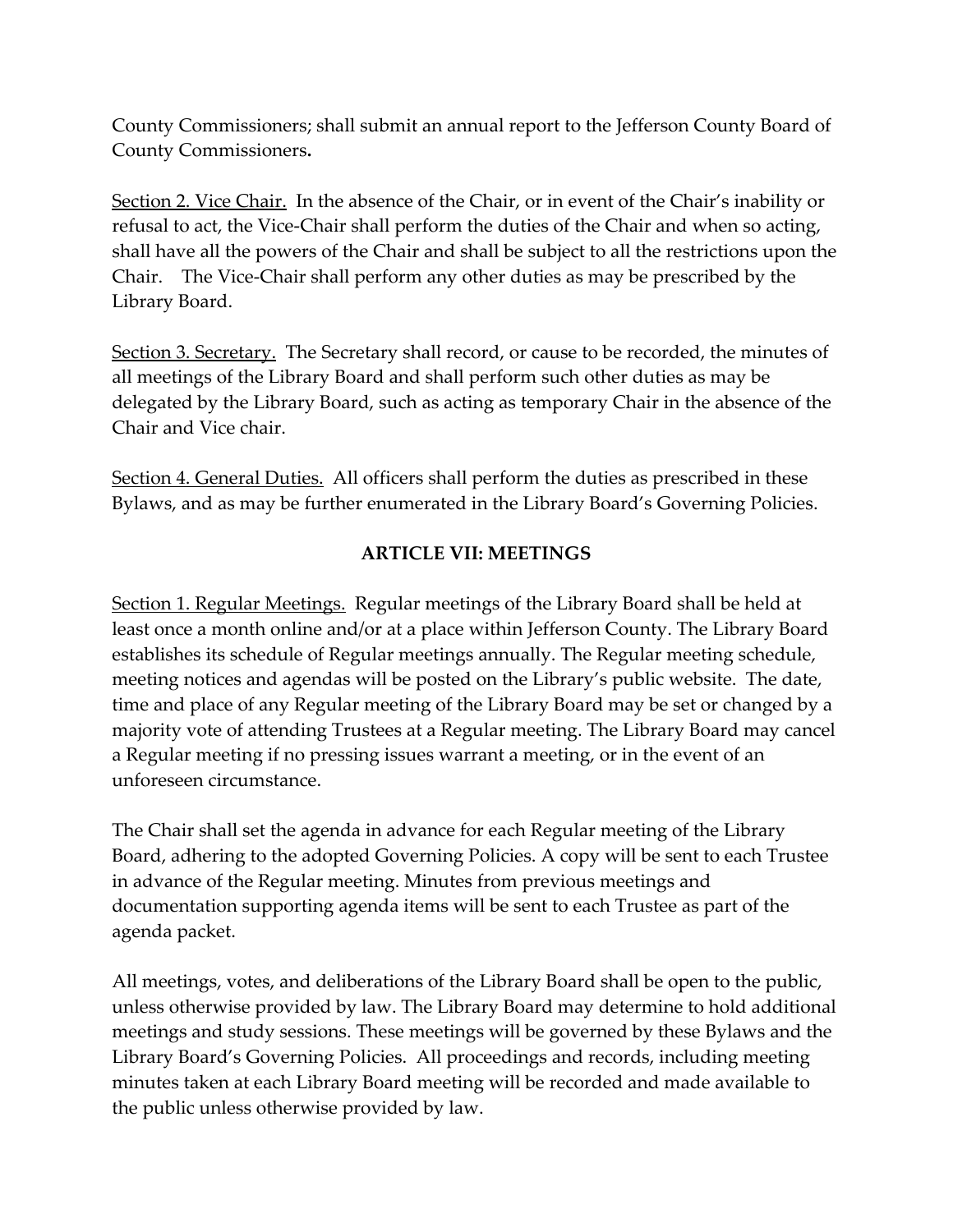County Commissioners; shall submit an annual report to the Jefferson County Board of County Commissioners**.**

Section 2. Vice Chair. In the absence of the Chair, or in event of the Chair's inability or refusal to act, the Vice-Chair shall perform the duties of the Chair and when so acting, shall have all the powers of the Chair and shall be subject to all the restrictions upon the Chair. The Vice-Chair shall perform any other duties as may be prescribed by the Library Board.

Section 3. Secretary. The Secretary shall record, or cause to be recorded, the minutes of all meetings of the Library Board and shall perform such other duties as may be delegated by the Library Board, such as acting as temporary Chair in the absence of the Chair and Vice chair.

Section 4. General Duties. All officers shall perform the duties as prescribed in these Bylaws, and as may be further enumerated in the Library Board's Governing Policies.

## ARTICLE VII: MEETINGS

Section 1. Regular Meetings. Regular meetings of the Library Board shall be held at least once a month online and/or at a place within Jefferson County. The Library Board establishes its schedule of Regular meetings annually. The Regular meeting schedule, meeting notices and agendas will be posted on the Library's public website. The date, time and place of any Regular meeting of the Library Board may be set or changed by a majority vote of attending Trustees at a Regular meeting. The Library Board may cancel a Regular meeting if no pressing issues warrant a meeting, or in the event of an unforeseen circumstance.

The Chair shall set the agenda in advance for each Regular meeting of the Library Board, adhering to the adopted Governing Policies. A copy will be sent to each Trustee in advance of the Regular meeting. Minutes from previous meetings and documentation supporting agenda items will be sent to each Trustee as part of the agenda packet.

All meetings, votes, and deliberations of the Library Board shall be open to the public, unless otherwise provided by law. The Library Board may determine to hold additional meetings and study sessions. These meetings will be governed by these Bylaws and the Library Board's Governing Policies. All proceedings and records, including meeting minutes taken at each Library Board meeting will be recorded and made available to the public unless otherwise provided by law.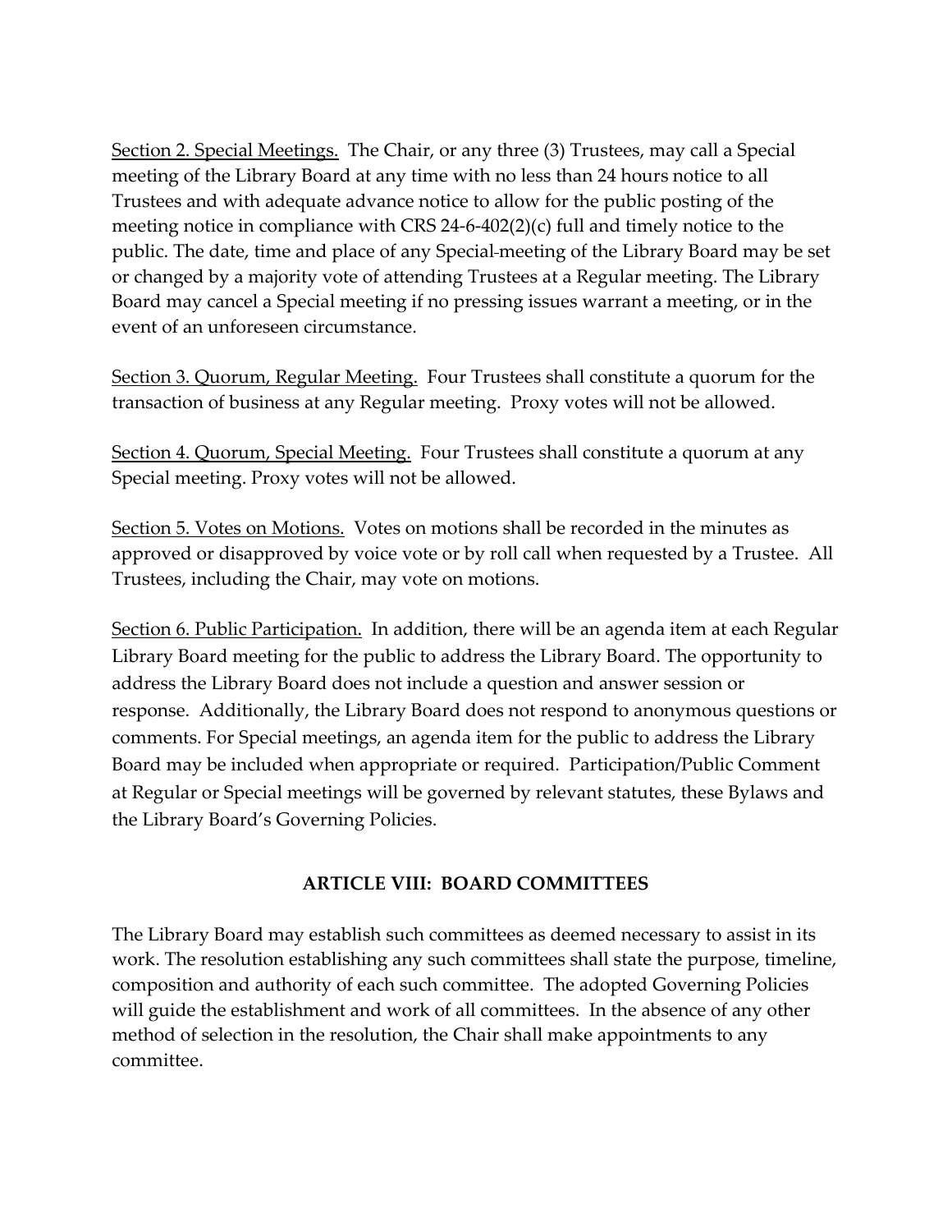Section 2. Special Meetings. The Chair, or any three (3) Trustees, may call a Special meeting of the Library Board at any time with no less than 24 hours notice to all Trustees and with adequate advance notice to allow for the public posting of the meeting notice in compliance with CRS 24-6-402(2)(c) full and timely notice to the public. The date, time and place of any Special-meeting of the Library Board may be set or changed by a majority vote of attending Trustees at a Regular meeting. The Library Board may cancel a Special meeting if no pressing issues warrant a meeting, or in the event of an unforeseen circumstance.

Section 3. Quorum, Regular Meeting. Four Trustees shall constitute a quorum for the transaction of business at any Regular meeting. Proxy votes will not be allowed.

Section 4. Quorum, Special Meeting. Four Trustees shall constitute a quorum at any Special meeting. Proxy votes will not be allowed.

Section 5. Votes on Motions. Votes on motions shall be recorded in the minutes as approved or disapproved by voice vote or by roll call when requested by a Trustee. All Trustees, including the Chair, may vote on motions.

Section 6. Public Participation. In addition, there will be an agenda item at each Regular Library Board meeting for the public to address the Library Board. The opportunity to address the Library Board does not include a question and answer session or response. Additionally, the Library Board does not respond to anonymous questions or comments. For Special meetings, an agenda item for the public to address the Library Board may be included when appropriate or required. Participation/Public Comment at Regular or Special meetings will be governed by relevant statutes, these Bylaws and the Library Board's Governing Policies.

## ARTICLE VIII: BOARD COMMITTEES

The Library Board may establish such committees as deemed necessary to assist in its work. The resolution establishing any such committees shall state the purpose, timeline, composition and authority of each such committee. The adopted Governing Policies will guide the establishment and work of all committees. In the absence of any other method of selection in the resolution, the Chair shall make appointments to any committee.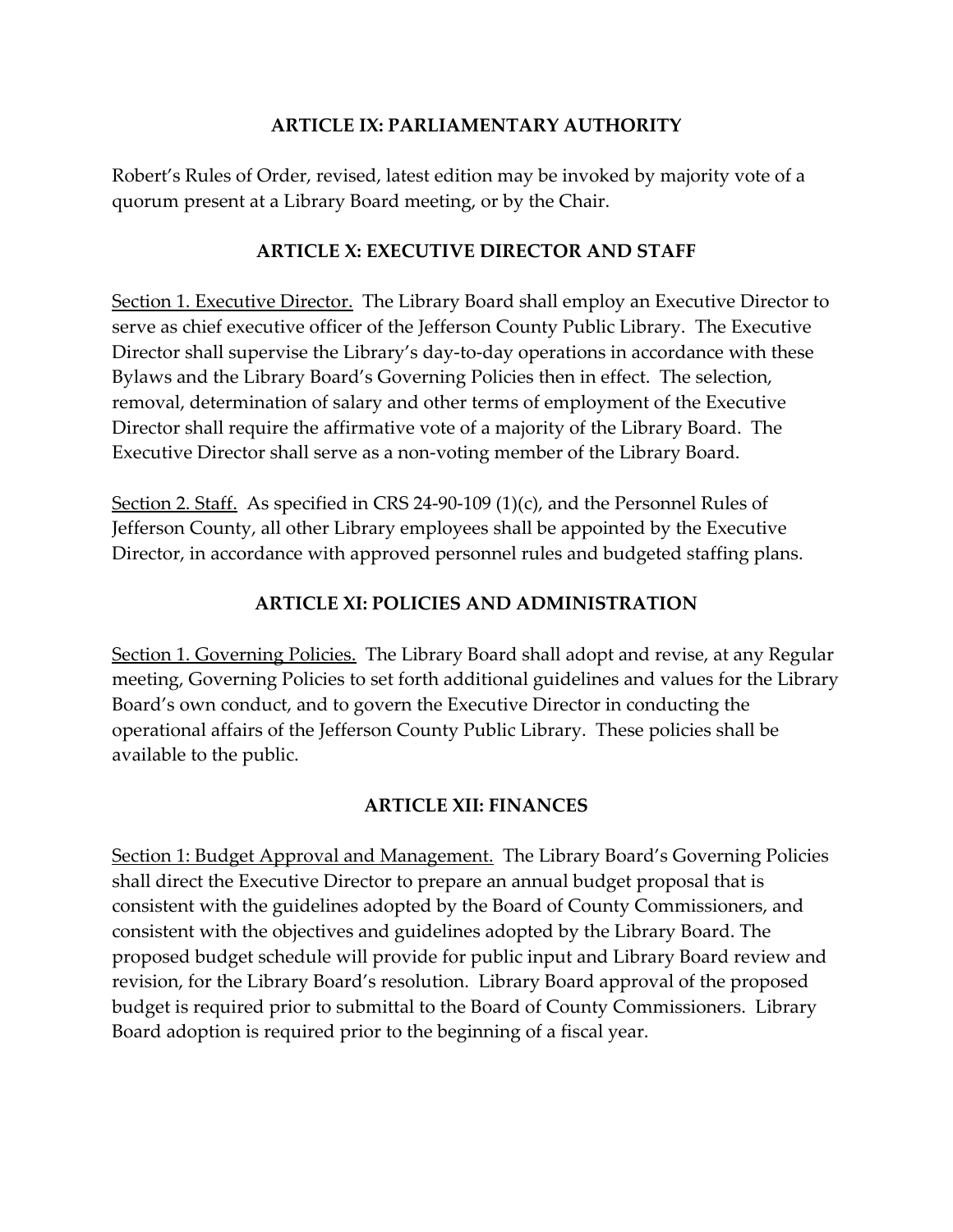## ARTICLE IX: PARLIAMENTARY AUTHORITY

Robert's Rules of Order, revised, latest edition may be invoked by majority vote of a quorum present at a Library Board meeting, or by the Chair.

## ARTICLE X: EXECUTIVE DIRECTOR AND STAFF

<u>Section 1. Executive Director.</u> The Library Board shall employ an Executive Director to serve as chief executive officer of the Jefferson County Public Library. The Executive Director shall supervise the Library's day-to-day operations in accordance with these Bylaws and the Library Board's Governing Policies then in effect. The selection, removal, determination of salary and other terms of employment of the Executive Director shall require the affirmative vote of a majority of the Library Board. The Executive Director shall serve as a non-voting member of the Library Board.

<u>Section 2. Staff.</u> As specified in CRS 24-90-109 (1)(c), and the Personnel Rules of Jefferson County, all other Library employees shall be appointed by the Executive Director, in accordance with approved personnel rules and budgeted staffing plans.

## ARTICLE XI: POLICIES AND ADMINISTRATION

<u>Section 1. Governing Policies.</u> The Library Board shall adopt and revise, at any Regular meeting, Governing Policies to set forth additional guidelines and values for the Library Board's own conduct, and to govern the Executive Director in conducting the operational affairs of the Jefferson County Public Library. These policies shall be available to the public.

## ARTICLE XII: FINANCES

<u>Section 1: Budget Approval and Management.</u> The Library Board's Governing Policies shall direct the Executive Director to prepare an annual budget proposal that is consistent with the guidelines adopted by the Board of County Commissioners, and consistent with the objectives and guidelines adopted by the Library Board. The proposed budget schedule will provide for public input and Library Board review and revision, for the Library Board's resolution. Library Board approval of the proposed budget is required prior to submittal to the Board of County Commissioners. Library Board adoption is required prior to the beginning of a fiscal year.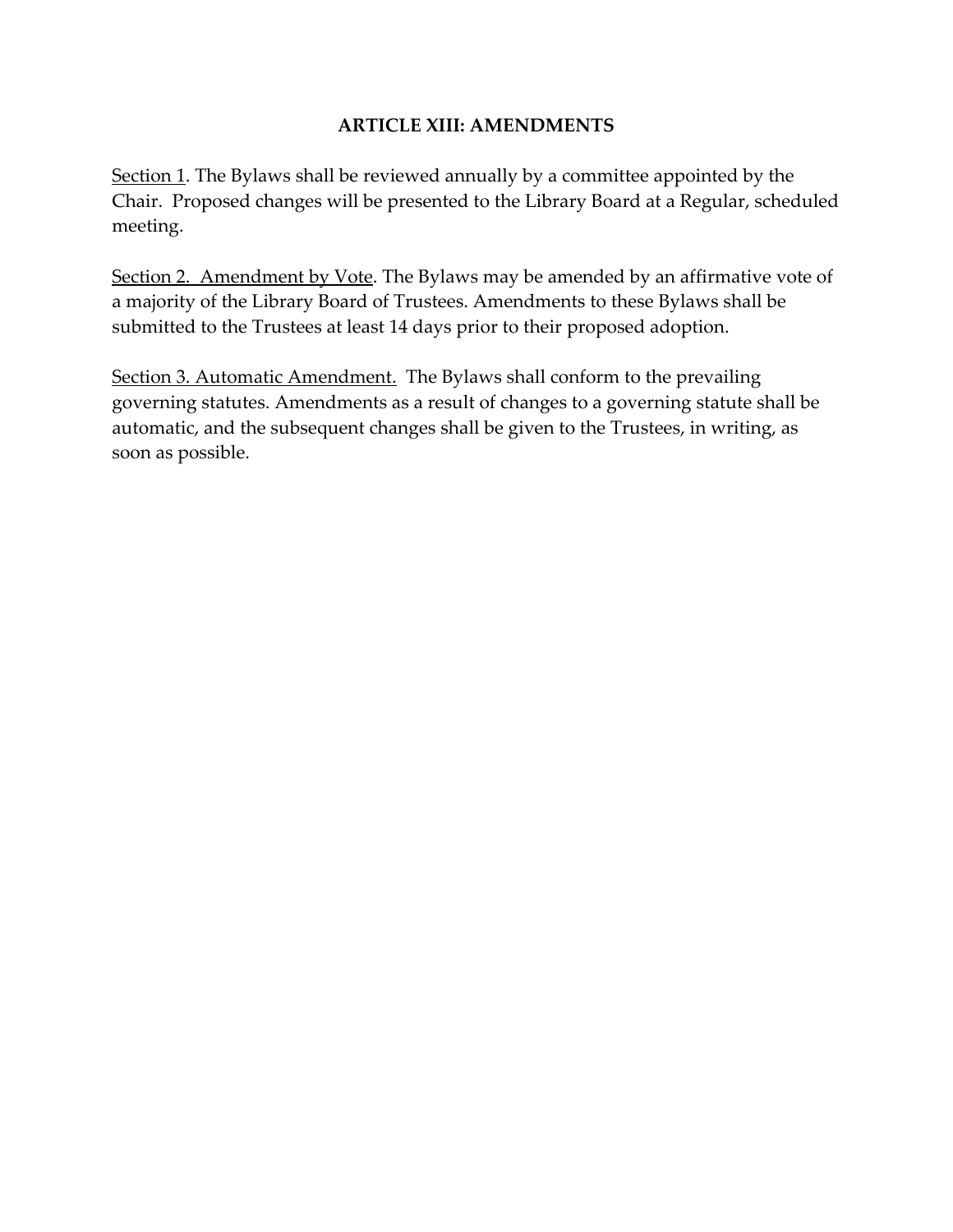## ARTICLE XIII: AMENDMENTS

<u>Section 1</u>. The Bylaws shall be reviewed annually by a committee appointed by the Chair. Proposed changes will be presented to the Library Board at a Regular, scheduled meeting.

<u>Section 2. Amendment by Vote</u>. The Bylaws may be amended by an affirmative vote of a majority of the Library Board of Trustees. Amendments to these Bylaws shall be submitted to the Trustees at least 14 days prior to their proposed adoption.

<u>Section 3. Automatic Amendment.</u> The Bylaws shall conform to the prevailing governing statutes. Amendments as a result of changes to a governing statute shall be automatic, and the subsequent changes shall be given to the Trustees, in writing, as soon as possible.